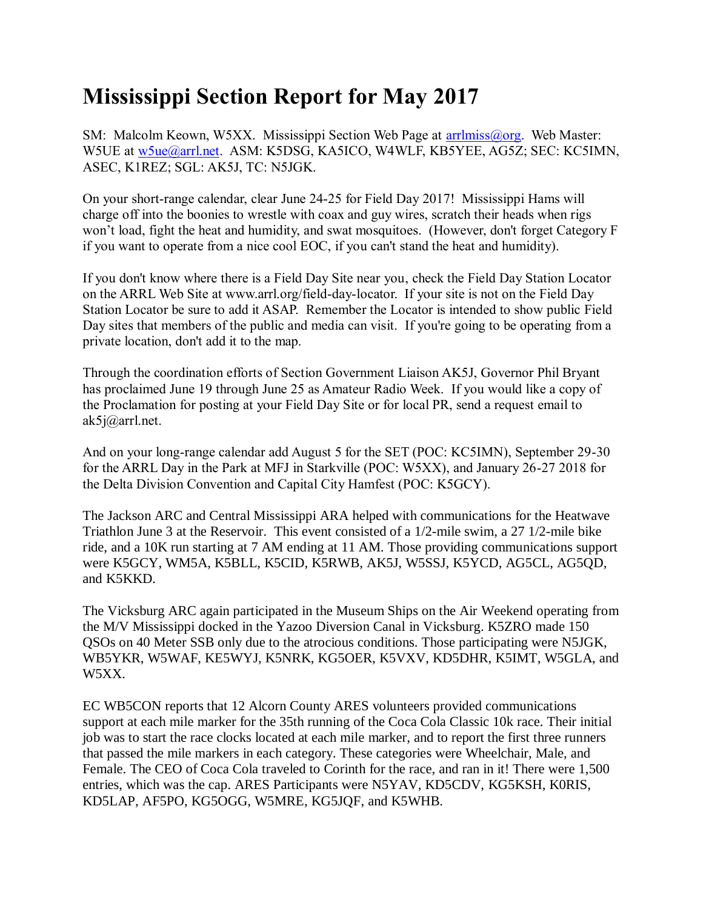# Mississippi Section Report for May 2017

SM: Malcolm Keown, W5XX. Mississippi Section Web Page at arrlmiss@org. Web Master: W5UE at w5ue@arrl.net. ASM: K5DSG, KA5ICO, W4WLF, KB5YEE, AG5Z; SEC: KC5IMN, ASEC, K1REZ; SGL: AK5J, TC: N5JGK.

On your short-range calendar, clear June 24-25 for Field Day 2017! Mississippi Hams will charge off into the boonies to wrestle with coax and guy wires, scratch their heads when rigs won't load, fight the heat and humidity, and swat mosquitoes. (However, don't forget Category F if you want to operate from a nice cool EOC, if you can't stand the heat and humidity).

If you don't know where there is a Field Day Site near you, check the Field Day Station Locator on the ARRL Web Site at www.arrl.org/field-day-locator. If your site is not on the Field Day Station Locator be sure to add it ASAP. Remember the Locator is intended to show public Field Day sites that members of the public and media can visit. If you're going to be operating from a private location, don't add it to the map.

Through the coordination efforts of Section Government Liaison AK5J, Governor Phil Bryant has proclaimed June 19 through June 25 as Amateur Radio Week. If you would like a copy of the Proclamation for posting at your Field Day Site or for local PR, send a request email to ak5j@arrl.net.

And on your long-range calendar add August 5 for the SET (POC: KC5IMN), September 29-30 for the ARRL Day in the Park at MFJ in Starkville (POC: W5XX), and January 26-27 2018 for the Delta Division Convention and Capital City Hamfest (POC: K5GCY).

The Jackson ARC and Central Mississippi ARA helped with communications for the Heatwave Triathlon June 3 at the Reservoir. This event consisted of a 1/2-mile swim, a 27 1/2-mile bike ride, and a 10K run starting at 7 AM ending at 11 AM. Those providing communications support were K5GCY, WM5A, K5BLL, K5CID, K5RWB, AK5J, W5SSJ, K5YCD, AG5CL, AG5QD, and K5KKD.

The Vicksburg ARC again participated in the Museum Ships on the Air Weekend operating from the M/V Mississippi docked in the Yazoo Diversion Canal in Vicksburg. K5ZRO made 150 QSOs on 40 Meter SSB only due to the atrocious conditions. Those participating were N5JGK, WB5YKR, W5WAF, KE5WYJ, K5NRK, KG5OER, K5VXV, KD5DHR, K5IMT, W5GLA, and W5XX.

EC WB5CON reports that 12 Alcorn County ARES volunteers provided communications support at each mile marker for the 35th running of the Coca Cola Classic 10k race. Their initial job was to start the race clocks located at each mile marker, and to report the first three runners that passed the mile markers in each category. These categories were Wheelchair, Male, and Female. The CEO of Coca Cola traveled to Corinth for the race, and ran in it! There were 1,500 entries, which was the cap. ARES Participants were N5YAV, KD5CDV, KG5KSH, K0RIS, KD5LAP, AF5PO, KG5OGG, W5MRE, KG5JQF, and K5WHB.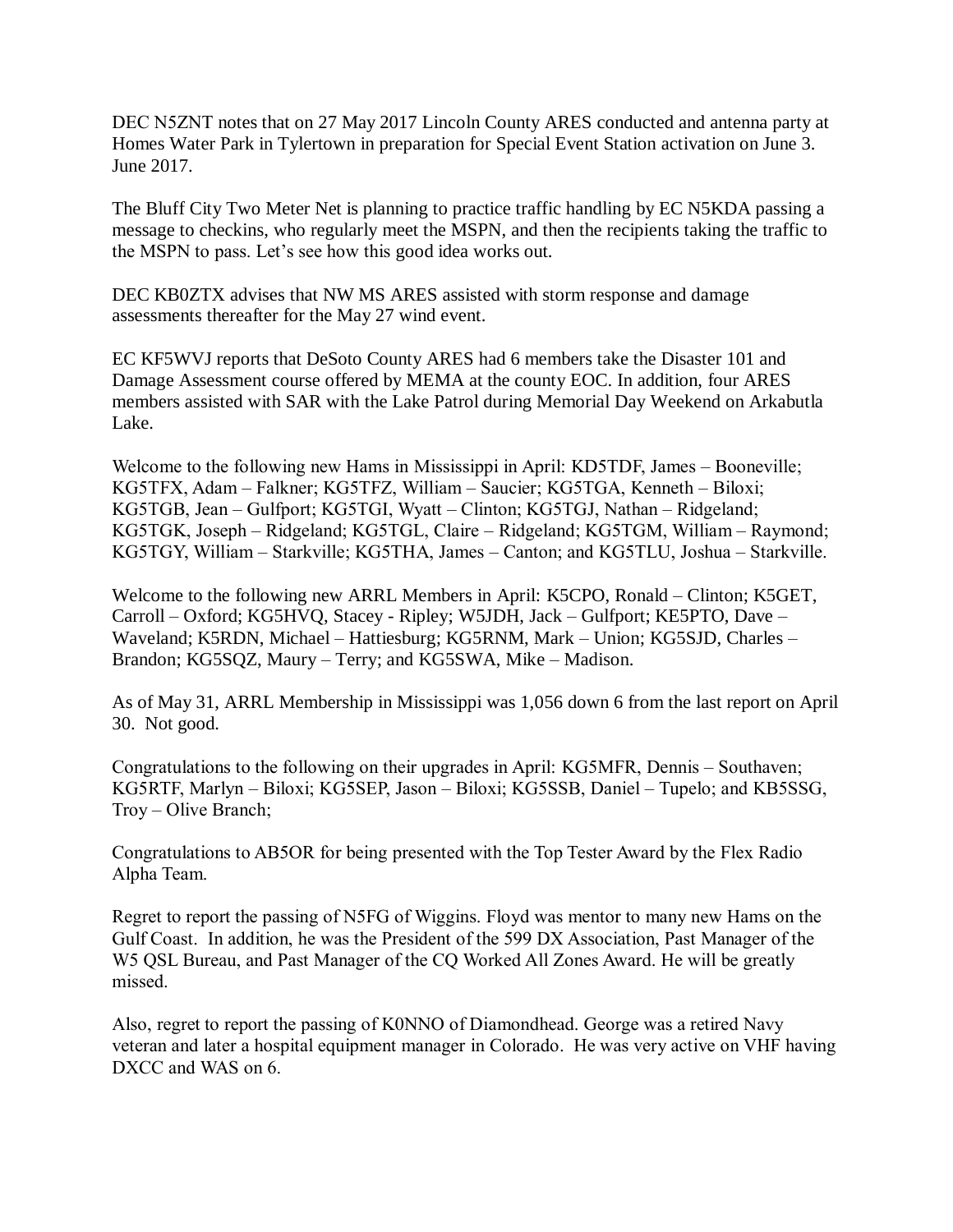DEC N5ZNT notes that on 27 May 2017 Lincoln County ARES conducted and antenna party at Homes Water Park in Tylertown in preparation for Special Event Station activation on June 3. June 2017.

The Bluff City Two Meter Net is planning to practice traffic handling by EC N5KDA passing a message to checkins, who regularly meet the MSPN, and then the recipients taking the traffic to the MSPN to pass. Let's see how this good idea works out.

DEC KB0ZTX advises that NW MS ARES assisted with storm response and damage assessments thereafter for the May 27 wind event.

EC KF5WVJ reports that DeSoto County ARES had 6 members take the Disaster 101 and Damage Assessment course offered by MEMA at the county EOC. In addition, four ARES members assisted with SAR with the Lake Patrol during Memorial Day Weekend on Arkabutla Lake.

Welcome to the following new Hams in Mississippi in April: KD5TDF, James – Booneville; KG5TFX, Adam – Falkner; KG5TFZ, William – Saucier; KG5TGA, Kenneth – Biloxi; KG5TGB, Jean – Gulfport; KG5TGI, Wyatt – Clinton; KG5TGJ, Nathan – Ridgeland; KG5TGK, Joseph – Ridgeland; KG5TGL, Claire – Ridgeland; KG5TGM, William – Raymond; KG5TGY, William – Starkville; KG5THA, James – Canton; and KG5TLU, Joshua – Starkville.

Welcome to the following new ARRL Members in April: K5CPO, Ronald – Clinton; K5GET, Carroll – Oxford; KG5HVQ, Stacey - Ripley; W5JDH, Jack – Gulfport; KE5PTO, Dave – Waveland; K5RDN, Michael – Hattiesburg; KG5RNM, Mark – Union; KG5SJD, Charles – Brandon; KG5SQZ, Maury – Terry; and KG5SWA, Mike – Madison.

As of May 31, ARRL Membership in Mississippi was 1,056 down 6 from the last report on April 30. Not good.

Congratulations to the following on their upgrades in April: KG5MFR, Dennis – Southaven; KG5RTF, Marlyn – Biloxi; KG5SEP, Jason – Biloxi; KG5SSB, Daniel – Tupelo; and KB5SSG, Troy – Olive Branch;

Congratulations to AB5OR for being presented with the Top Tester Award by the Flex Radio Alpha Team.

Regret to report the passing of N5FG of Wiggins. Floyd was mentor to many new Hams on the Gulf Coast. In addition, he was the President of the 599 DX Association, Past Manager of the W5 QSL Bureau, and Past Manager of the CQ Worked All Zones Award. He will be greatly missed.

Also, regret to report the passing of K0NNO of Diamondhead. George was a retired Navy veteran and later a hospital equipment manager in Colorado. He was very active on VHF having DXCC and WAS on 6.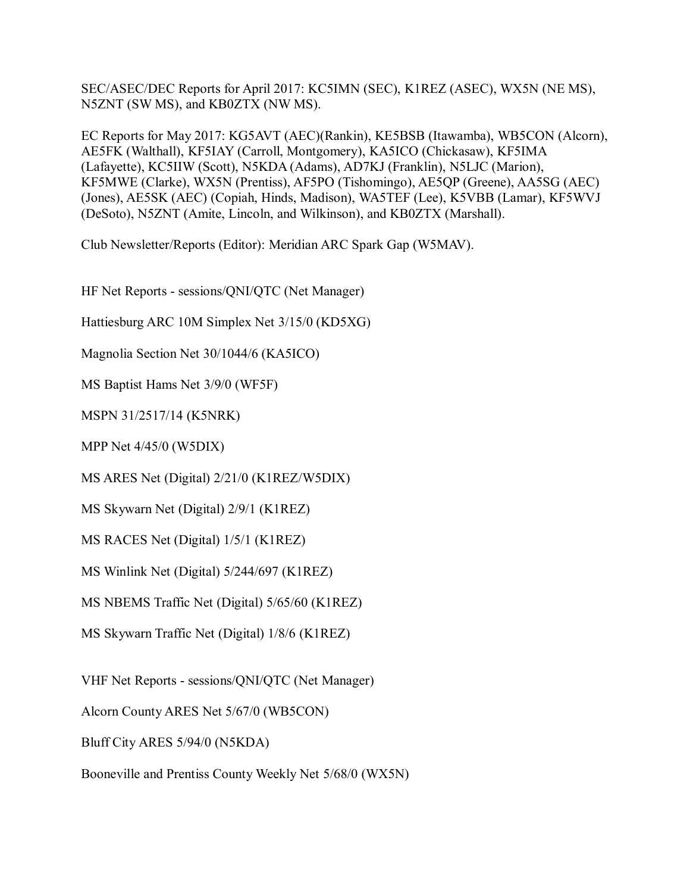SEC/ASEC/DEC Reports for April 2017: KC5IMN (SEC), K1REZ (ASEC), WX5N (NE MS), N5ZNT (SW MS), and KB0ZTX (NW MS).

EC Reports for May 2017: KG5AVT (AEC)(Rankin), KE5BSB (Itawamba), WB5CON (Alcorn), AE5FK (Walthall), KF5IAY (Carroll, Montgomery), KA5ICO (Chickasaw), KF5IMA (Lafayette), KC5IIW (Scott), N5KDA (Adams), AD7KJ (Franklin), N5LJC (Marion), KF5MWE (Clarke), WX5N (Prentiss), AF5PO (Tishomingo), AE5QP (Greene), AA5SG (AEC) (Jones), AE5SK (AEC) (Copiah, Hinds, Madison), WA5TEF (Lee), K5VBB (Lamar), KF5WVJ (DeSoto), N5ZNT (Amite, Lincoln, and Wilkinson), and KB0ZTX (Marshall).

Club Newsletter/Reports (Editor): Meridian ARC Spark Gap (W5MAV).

HF Net Reports - sessions/QNI/QTC (Net Manager)

Hattiesburg ARC 10M Simplex Net 3/15/0 (KD5XG)

Magnolia Section Net 30/1044/6 (KA5ICO)

MS Baptist Hams Net 3/9/0 (WF5F)

MSPN 31/2517/14 (K5NRK)

MPP Net 4/45/0 (W5DIX)

MS ARES Net (Digital) 2/21/0 (K1REZ/W5DIX)

MS Skywarn Net (Digital) 2/9/1 (K1REZ)

MS RACES Net (Digital) 1/5/1 (K1REZ)

MS Winlink Net (Digital) 5/244/697 (K1REZ)

MS NBEMS Traffic Net (Digital) 5/65/60 (K1REZ)

MS Skywarn Traffic Net (Digital) 1/8/6 (K1REZ)

VHF Net Reports - sessions/QNI/QTC (Net Manager)

Alcorn County ARES Net 5/67/0 (WB5CON)

Bluff City ARES 5/94/0 (N5KDA)

Booneville and Prentiss County Weekly Net 5/68/0 (WX5N)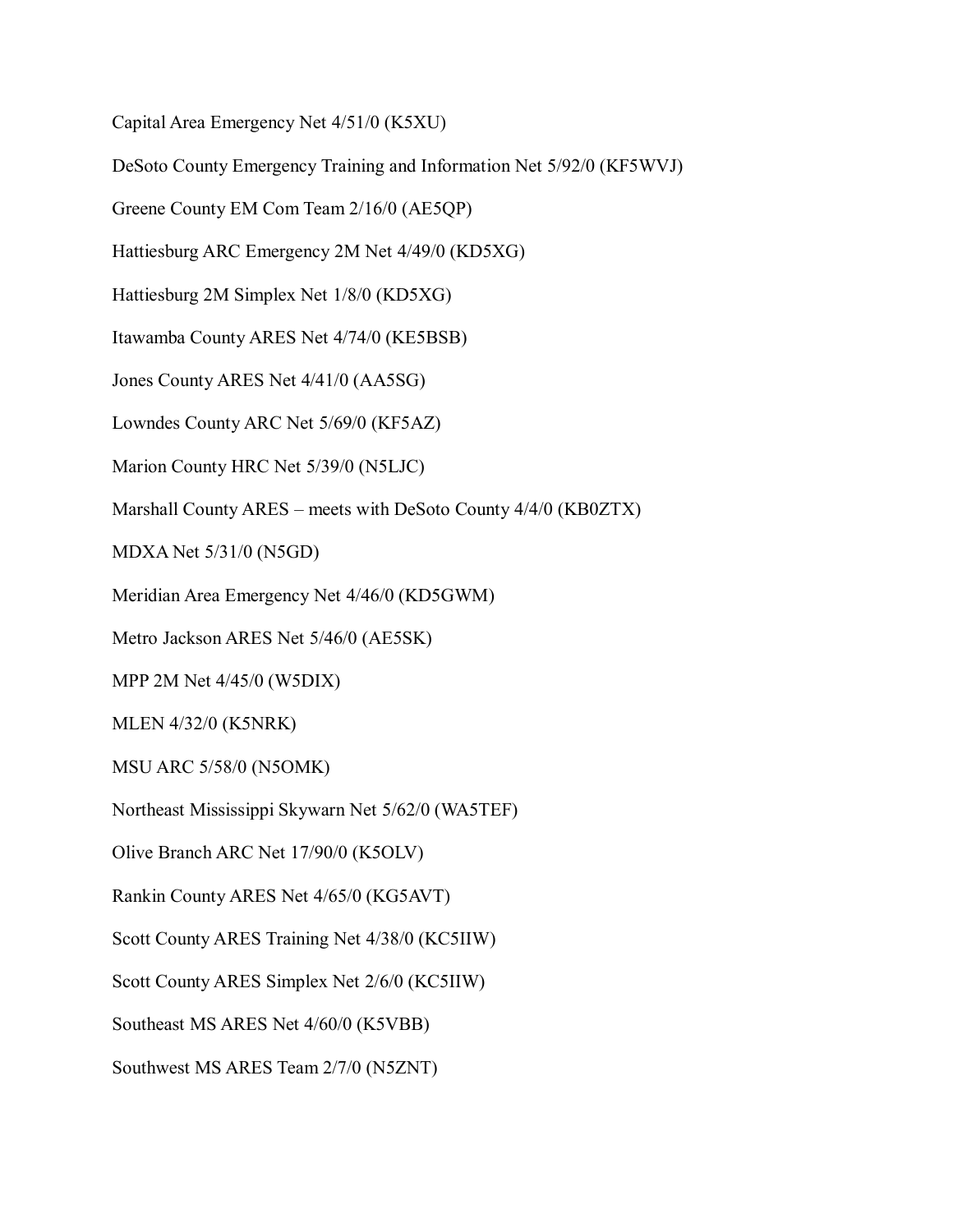Capital Area Emergency Net 4/51/0 (K5XU)

DeSoto County Emergency Training and Information Net 5/92/0 (KF5WVJ)

Greene County EM Com Team 2/16/0 (AE5QP)

Hattiesburg ARC Emergency 2M Net 4/49/0 (KD5XG)

Hattiesburg 2M Simplex Net 1/8/0 (KD5XG)

Itawamba County ARES Net 4/74/0 (KE5BSB)

Jones County ARES Net 4/41/0 (AA5SG)

Lowndes County ARC Net 5/69/0 (KF5AZ)

Marion County HRC Net 5/39/0 (N5LJC)

Marshall County ARES – meets with DeSoto County 4/4/0 (KB0ZTX)

MDXA Net 5/31/0 (N5GD)

Meridian Area Emergency Net 4/46/0 (KD5GWM)

Metro Jackson ARES Net 5/46/0 (AE5SK)

MPP 2M Net 4/45/0 (W5DIX)

MLEN 4/32/0 (K5NRK)

MSU ARC 5/58/0 (N5OMK)

Northeast Mississippi Skywarn Net 5/62/0 (WA5TEF)

Olive Branch ARC Net 17/90/0 (K5OLV)

Rankin County ARES Net 4/65/0 (KG5AVT)

Scott County ARES Training Net 4/38/0 (KC5IIW)

Scott County ARES Simplex Net 2/6/0 (KC5IIW)

Southeast MS ARES Net 4/60/0 (K5VBB)

Southwest MS ARES Team 2/7/0 (N5ZNT)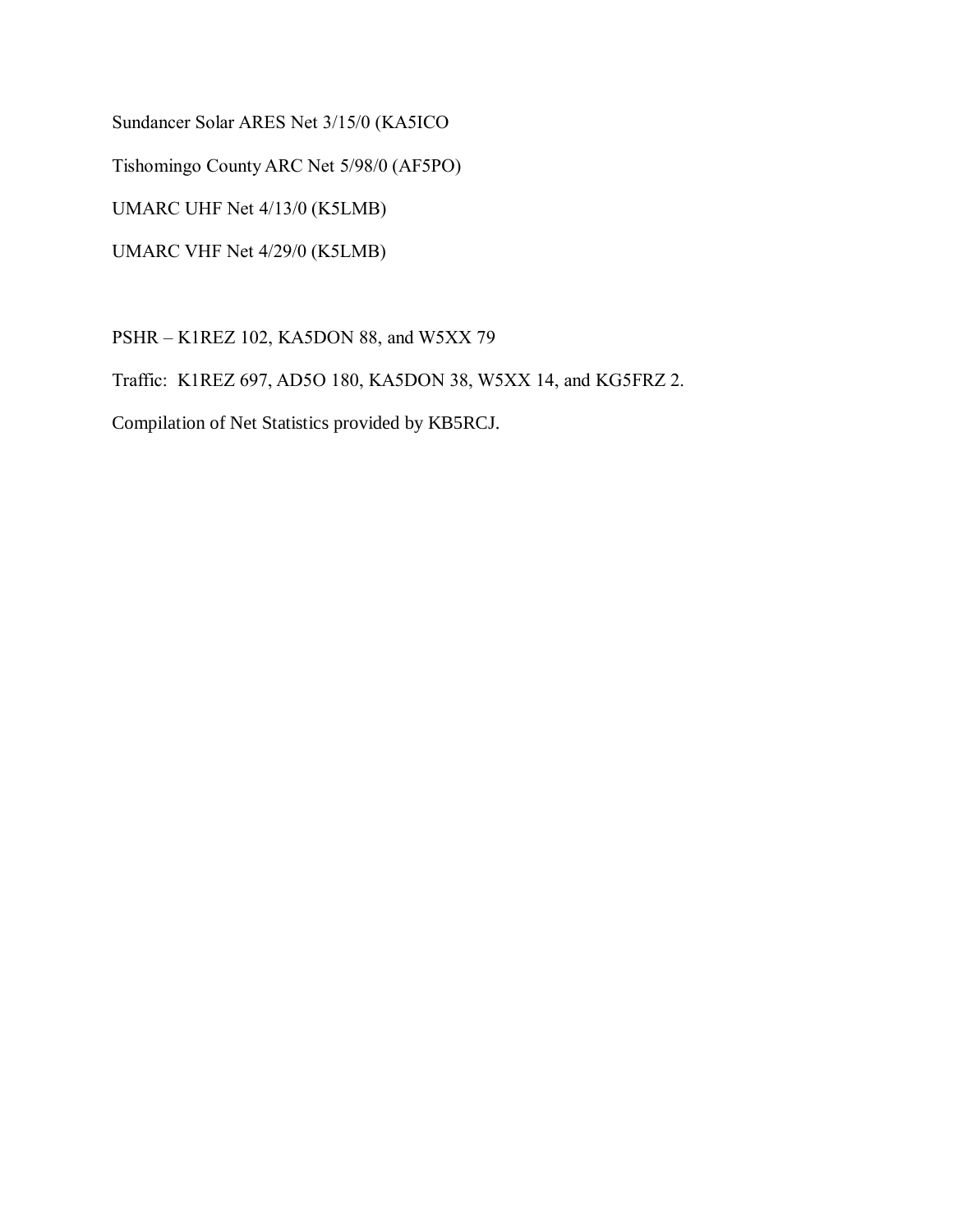Sundancer Solar ARES Net 3/15/0 (KA5ICO

Tishomingo County ARC Net 5/98/0 (AF5PO)

UMARC UHF Net 4/13/0 (K5LMB)

UMARC VHF Net 4/29/0 (K5LMB)

PSHR – K1REZ 102, KA5DON 88, and W5XX 79

Traffic: K1REZ 697, AD5O 180, KA5DON 38, W5XX 14, and KG5FRZ 2.

Compilation of Net Statistics provided by KB5RCJ.